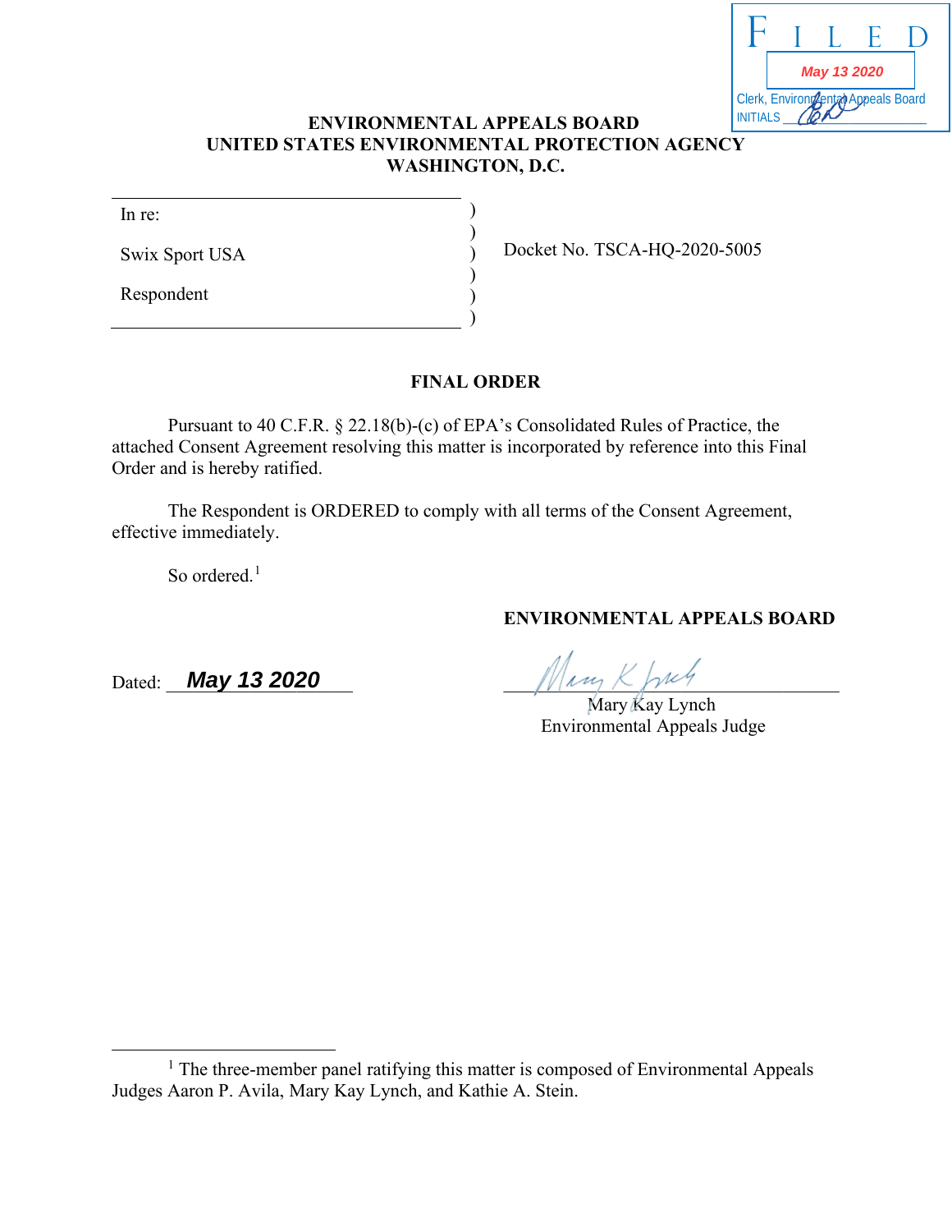FILED
May 13 2020
Clerk, Environmental Appeals Board
INITIALS ______

**ENVIRONMENTAL APPEALS BOARD**
**UNITED STATES ENVIRONMENTAL PROTECTION AGENCY**
**WASHINGTON, D.C.**

| | |
|---|---|
| In re:<br><br>Swix Sport USA<br><br>Respondent | Docket No. TSCA-HQ-2020-5005 |

## FINAL ORDER

Pursuant to 40 C.F.R. § 22.18(b)-(c) of EPA's Consolidated Rules of Practice, the attached Consent Agreement resolving this matter is incorporated by reference into this Final Order and is hereby ratified.

The Respondent is ORDERED to comply with all terms of the Consent Agreement, effective immediately.

So ordered.[1]

**ENVIRONMENTAL APPEALS BOARD**

Dated: **May 13 2020**

Mary Kay Lynch
Environmental Appeals Judge

---

[1] The three-member panel ratifying this matter is composed of Environmental Appeals Judges Aaron P. Avila, Mary Kay Lynch, and Kathie A. Stein.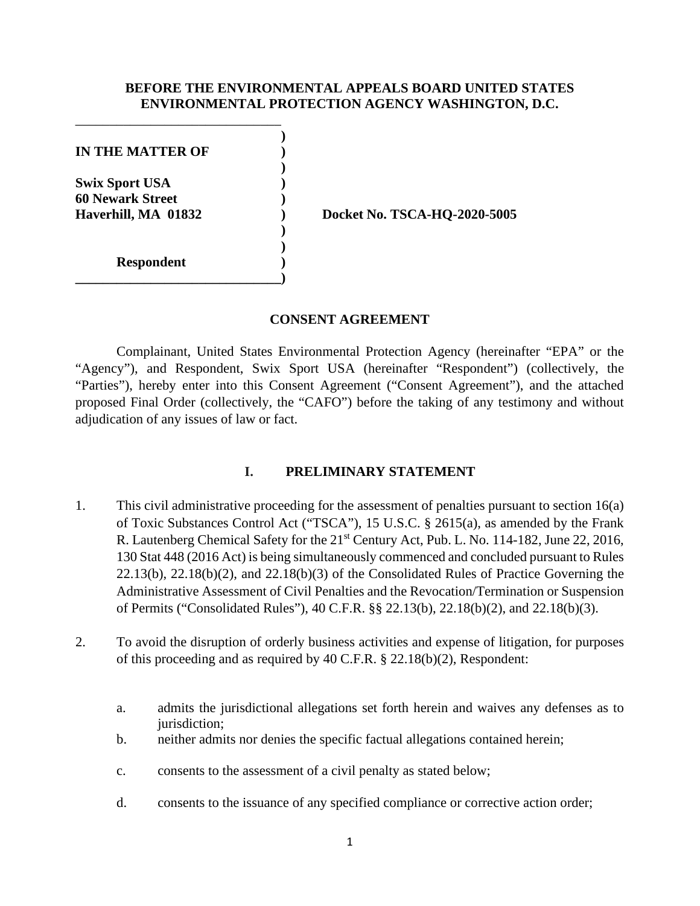**BEFORE THE ENVIRONMENTAL APPEALS BOARD UNITED STATES ENVIRONMENTAL PROTECTION AGENCY WASHINGTON, D.C.**

**IN THE MATTER OF**

**Swix Sport USA**
**60 Newark Street**
**Haverhill, MA 01832**

**Respondent**

**Docket No. TSCA-HQ-2020-5005**

## CONSENT AGREEMENT

Complainant, United States Environmental Protection Agency (hereinafter "EPA" or the "Agency"), and Respondent, Swix Sport USA (hereinafter "Respondent") (collectively, the "Parties"), hereby enter into this Consent Agreement ("Consent Agreement"), and the attached proposed Final Order (collectively, the "CAFO") before the taking of any testimony and without adjudication of any issues of law or fact.

## I. PRELIMINARY STATEMENT

1. This civil administrative proceeding for the assessment of penalties pursuant to section 16(a) of Toxic Substances Control Act ("TSCA"), 15 U.S.C. § 2615(a), as amended by the Frank R. Lautenberg Chemical Safety for the 21st Century Act, Pub. L. No. 114-182, June 22, 2016, 130 Stat 448 (2016 Act) is being simultaneously commenced and concluded pursuant to Rules 22.13(b), 22.18(b)(2), and 22.18(b)(3) of the Consolidated Rules of Practice Governing the Administrative Assessment of Civil Penalties and the Revocation/Termination or Suspension of Permits ("Consolidated Rules"), 40 C.F.R. §§ 22.13(b), 22.18(b)(2), and 22.18(b)(3).

2. To avoid the disruption of orderly business activities and expense of litigation, for purposes of this proceeding and as required by 40 C.F.R. § 22.18(b)(2), Respondent:

   a. admits the jurisdictional allegations set forth herein and waives any defenses as to jurisdiction;
   
   b. neither admits nor denies the specific factual allegations contained herein;
   
   c. consents to the assessment of a civil penalty as stated below;
   
   d. consents to the issuance of any specified compliance or corrective action order;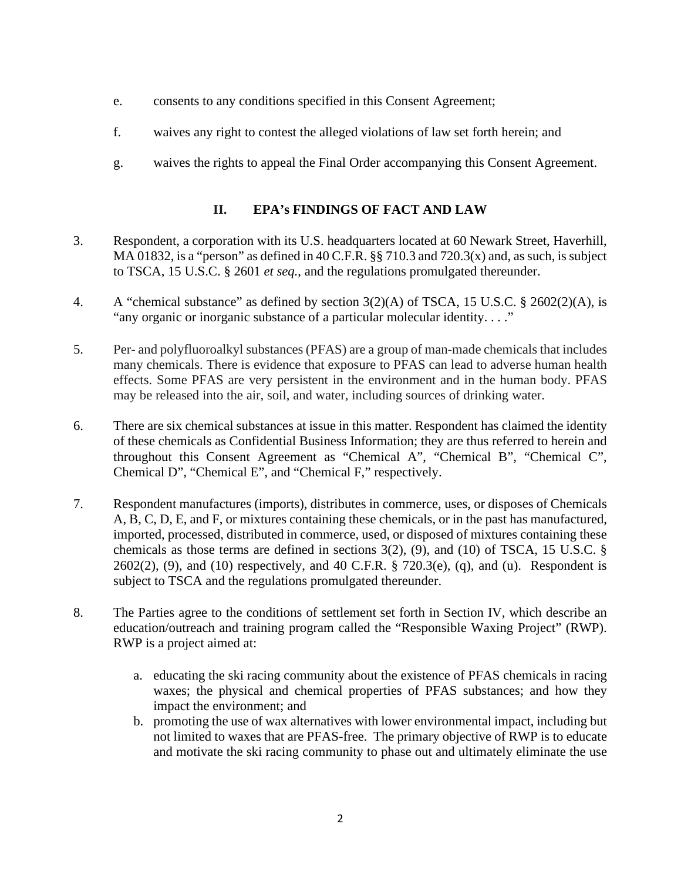e. consents to any conditions specified in this Consent Agreement;

f. waives any right to contest the alleged violations of law set forth herein; and

g. waives the rights to appeal the Final Order accompanying this Consent Agreement.

## II. EPA's FINDINGS OF FACT AND LAW

3. Respondent, a corporation with its U.S. headquarters located at 60 Newark Street, Haverhill, MA 01832, is a "person" as defined in 40 C.F.R. §§ 710.3 and 720.3(x) and, as such, is subject to TSCA, 15 U.S.C. § 2601 *et seq.*, and the regulations promulgated thereunder.

4. A "chemical substance" as defined by section 3(2)(A) of TSCA, 15 U.S.C. § 2602(2)(A), is "any organic or inorganic substance of a particular molecular identity. . . ."

5. Per- and polyfluoroalkyl substances (PFAS) are a group of man-made chemicals that includes many chemicals. There is evidence that exposure to PFAS can lead to adverse human health effects. Some PFAS are very persistent in the environment and in the human body. PFAS may be released into the air, soil, and water, including sources of drinking water.

6. There are six chemical substances at issue in this matter. Respondent has claimed the identity of these chemicals as Confidential Business Information; they are thus referred to herein and throughout this Consent Agreement as "Chemical A", "Chemical B", "Chemical C", Chemical D", "Chemical E", and "Chemical F," respectively.

7. Respondent manufactures (imports), distributes in commerce, uses, or disposes of Chemicals A, B, C, D, E, and F, or mixtures containing these chemicals, or in the past has manufactured, imported, processed, distributed in commerce, used, or disposed of mixtures containing these chemicals as those terms are defined in sections 3(2), (9), and (10) of TSCA, 15 U.S.C. § 2602(2), (9), and (10) respectively, and 40 C.F.R. § 720.3(e), (q), and (u). Respondent is subject to TSCA and the regulations promulgated thereunder.

8. The Parties agree to the conditions of settlement set forth in Section IV, which describe an education/outreach and training program called the "Responsible Waxing Project" (RWP). RWP is a project aimed at:

   a. educating the ski racing community about the existence of PFAS chemicals in racing waxes; the physical and chemical properties of PFAS substances; and how they impact the environment; and
   b. promoting the use of wax alternatives with lower environmental impact, including but not limited to waxes that are PFAS-free. The primary objective of RWP is to educate and motivate the ski racing community to phase out and ultimately eliminate the use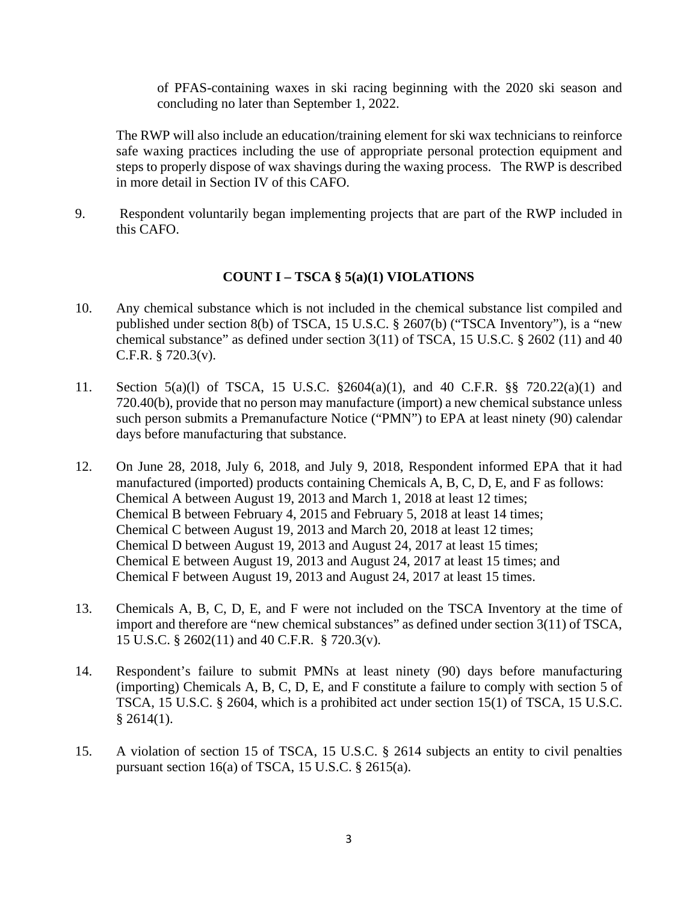of PFAS-containing waxes in ski racing beginning with the 2020 ski season and concluding no later than September 1, 2022.

The RWP will also include an education/training element for ski wax technicians to reinforce safe waxing practices including the use of appropriate personal protection equipment and steps to properly dispose of wax shavings during the waxing process. The RWP is described in more detail in Section IV of this CAFO.

9. Respondent voluntarily began implementing projects that are part of the RWP included in this CAFO.

**COUNT I – TSCA § 5(a)(1) VIOLATIONS**

10. Any chemical substance which is not included in the chemical substance list compiled and published under section 8(b) of TSCA, 15 U.S.C. § 2607(b) ("TSCA Inventory"), is a "new chemical substance" as defined under section 3(11) of TSCA, 15 U.S.C. § 2602 (11) and 40 C.F.R. § 720.3(v).

11. Section 5(a)(l) of TSCA, 15 U.S.C. §2604(a)(1), and 40 C.F.R. §§ 720.22(a)(1) and 720.40(b), provide that no person may manufacture (import) a new chemical substance unless such person submits a Premanufacture Notice ("PMN") to EPA at least ninety (90) calendar days before manufacturing that substance.

12. On June 28, 2018, July 6, 2018, and July 9, 2018, Respondent informed EPA that it had manufactured (imported) products containing Chemicals A, B, C, D, E, and F as follows:
Chemical A between August 19, 2013 and March 1, 2018 at least 12 times;
Chemical B between February 4, 2015 and February 5, 2018 at least 14 times;
Chemical C between August 19, 2013 and March 20, 2018 at least 12 times;
Chemical D between August 19, 2013 and August 24, 2017 at least 15 times;
Chemical E between August 19, 2013 and August 24, 2017 at least 15 times; and
Chemical F between August 19, 2013 and August 24, 2017 at least 15 times.

13. Chemicals A, B, C, D, E, and F were not included on the TSCA Inventory at the time of import and therefore are "new chemical substances" as defined under section 3(11) of TSCA, 15 U.S.C. § 2602(11) and 40 C.F.R. § 720.3(v).

14. Respondent's failure to submit PMNs at least ninety (90) days before manufacturing (importing) Chemicals A, B, C, D, E, and F constitute a failure to comply with section 5 of TSCA, 15 U.S.C. § 2604, which is a prohibited act under section 15(1) of TSCA, 15 U.S.C. § 2614(1).

15. A violation of section 15 of TSCA, 15 U.S.C. § 2614 subjects an entity to civil penalties pursuant section 16(a) of TSCA, 15 U.S.C. § 2615(a).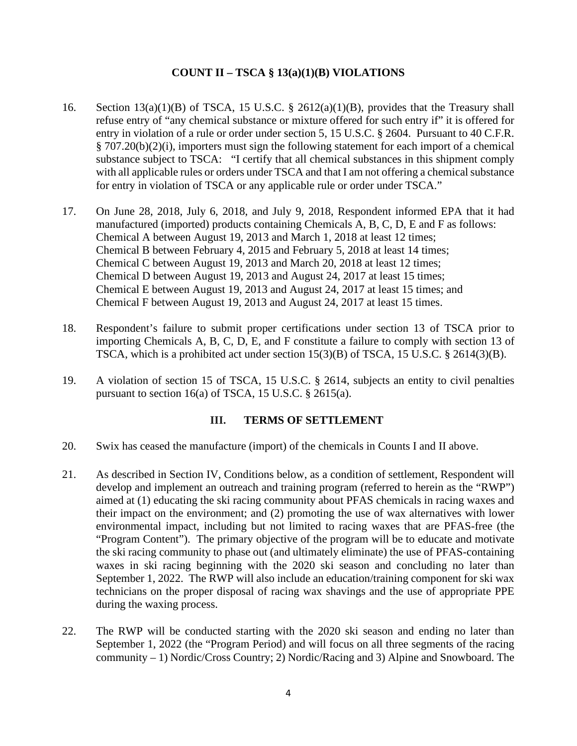## COUNT II – TSCA § 13(a)(1)(B) VIOLATIONS

16. Section 13(a)(1)(B) of TSCA, 15 U.S.C. § 2612(a)(1)(B), provides that the Treasury shall refuse entry of "any chemical substance or mixture offered for such entry if" it is offered for entry in violation of a rule or order under section 5, 15 U.S.C. § 2604. Pursuant to 40 C.F.R. § 707.20(b)(2)(i), importers must sign the following statement for each import of a chemical substance subject to TSCA: "I certify that all chemical substances in this shipment comply with all applicable rules or orders under TSCA and that I am not offering a chemical substance for entry in violation of TSCA or any applicable rule or order under TSCA."

17. On June 28, 2018, July 6, 2018, and July 9, 2018, Respondent informed EPA that it had manufactured (imported) products containing Chemicals A, B, C, D, E and F as follows:
Chemical A between August 19, 2013 and March 1, 2018 at least 12 times;
Chemical B between February 4, 2015 and February 5, 2018 at least 14 times;
Chemical C between August 19, 2013 and March 20, 2018 at least 12 times;
Chemical D between August 19, 2013 and August 24, 2017 at least 15 times;
Chemical E between August 19, 2013 and August 24, 2017 at least 15 times; and
Chemical F between August 19, 2013 and August 24, 2017 at least 15 times.

18. Respondent's failure to submit proper certifications under section 13 of TSCA prior to importing Chemicals A, B, C, D, E, and F constitute a failure to comply with section 13 of TSCA, which is a prohibited act under section 15(3)(B) of TSCA, 15 U.S.C. § 2614(3)(B).

19. A violation of section 15 of TSCA, 15 U.S.C. § 2614, subjects an entity to civil penalties pursuant to section 16(a) of TSCA, 15 U.S.C. § 2615(a).

## III. TERMS OF SETTLEMENT

20. Swix has ceased the manufacture (import) of the chemicals in Counts I and II above.

21. As described in Section IV, Conditions below, as a condition of settlement, Respondent will develop and implement an outreach and training program (referred to herein as the "RWP") aimed at (1) educating the ski racing community about PFAS chemicals in racing waxes and their impact on the environment; and (2) promoting the use of wax alternatives with lower environmental impact, including but not limited to racing waxes that are PFAS-free (the "Program Content"). The primary objective of the program will be to educate and motivate the ski racing community to phase out (and ultimately eliminate) the use of PFAS-containing waxes in ski racing beginning with the 2020 ski season and concluding no later than September 1, 2022. The RWP will also include an education/training component for ski wax technicians on the proper disposal of racing wax shavings and the use of appropriate PPE during the waxing process.

22. The RWP will be conducted starting with the 2020 ski season and ending no later than September 1, 2022 (the "Program Period) and will focus on all three segments of the racing community – 1) Nordic/Cross Country; 2) Nordic/Racing and 3) Alpine and Snowboard. The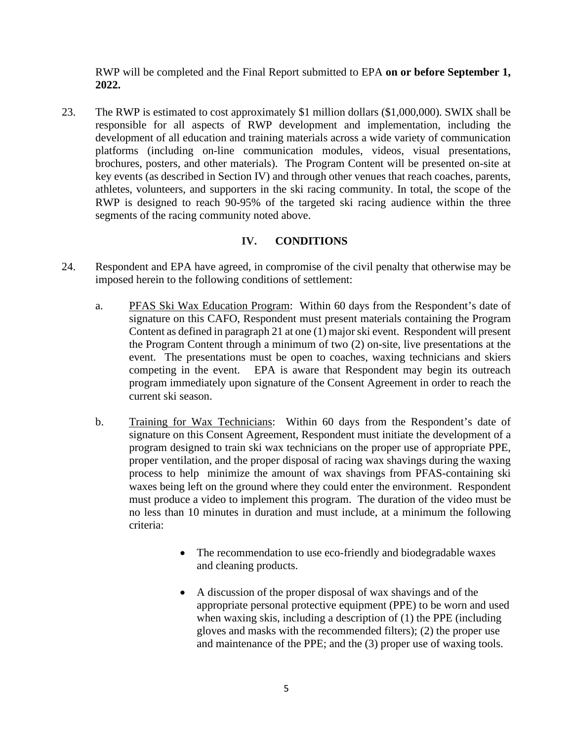RWP will be completed and the Final Report submitted to EPA **on or before September 1, 2022.**

23. The RWP is estimated to cost approximately $1 million dollars ($1,000,000). SWIX shall be responsible for all aspects of RWP development and implementation, including the development of all education and training materials across a wide variety of communication platforms (including on-line communication modules, videos, visual presentations, brochures, posters, and other materials). The Program Content will be presented on-site at key events (as described in Section IV) and through other venues that reach coaches, parents, athletes, volunteers, and supporters in the ski racing community. In total, the scope of the RWP is designed to reach 90-95% of the targeted ski racing audience within the three segments of the racing community noted above.

## IV. CONDITIONS

24. Respondent and EPA have agreed, in compromise of the civil penalty that otherwise may be imposed herein to the following conditions of settlement:

    a. <u>PFAS Ski Wax Education Program</u>: Within 60 days from the Respondent's date of signature on this CAFO, Respondent must present materials containing the Program Content as defined in paragraph 21 at one (1) major ski event. Respondent will present the Program Content through a minimum of two (2) on-site, live presentations at the event. The presentations must be open to coaches, waxing technicians and skiers competing in the event. EPA is aware that Respondent may begin its outreach program immediately upon signature of the Consent Agreement in order to reach the current ski season.

    b. <u>Training for Wax Technicians</u>: Within 60 days from the Respondent's date of signature on this Consent Agreement, Respondent must initiate the development of a program designed to train ski wax technicians on the proper use of appropriate PPE, proper ventilation, and the proper disposal of racing wax shavings during the waxing process to help minimize the amount of wax shavings from PFAS-containing ski waxes being left on the ground where they could enter the environment. Respondent must produce a video to implement this program. The duration of the video must be no less than 10 minutes in duration and must include, at a minimum the following criteria:

        - The recommendation to use eco-friendly and biodegradable waxes and cleaning products.

        - A discussion of the proper disposal of wax shavings and of the appropriate personal protective equipment (PPE) to be worn and used when waxing skis, including a description of (1) the PPE (including gloves and masks with the recommended filters); (2) the proper use and maintenance of the PPE; and the (3) proper use of waxing tools.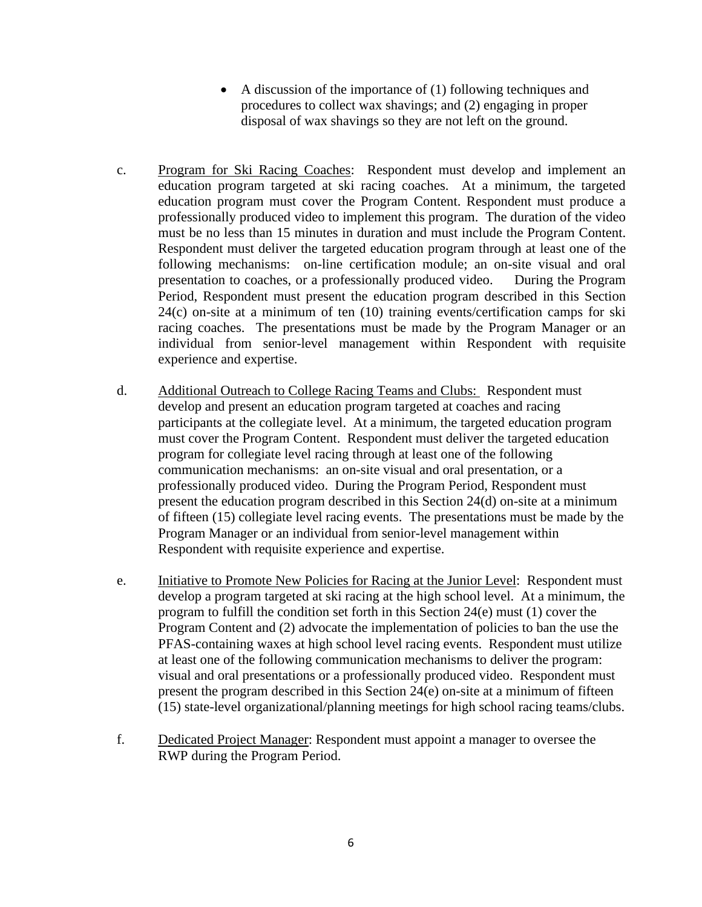- A discussion of the importance of (1) following techniques and procedures to collect wax shavings; and (2) engaging in proper disposal of wax shavings so they are not left on the ground.

c. Program for Ski Racing Coaches: Respondent must develop and implement an education program targeted at ski racing coaches. At a minimum, the targeted education program must cover the Program Content. Respondent must produce a professionally produced video to implement this program. The duration of the video must be no less than 15 minutes in duration and must include the Program Content. Respondent must deliver the targeted education program through at least one of the following mechanisms: on-line certification module; an on-site visual and oral presentation to coaches, or a professionally produced video. During the Program Period, Respondent must present the education program described in this Section 24(c) on-site at a minimum of ten (10) training events/certification camps for ski racing coaches. The presentations must be made by the Program Manager or an individual from senior-level management within Respondent with requisite experience and expertise.

d. Additional Outreach to College Racing Teams and Clubs: Respondent must develop and present an education program targeted at coaches and racing participants at the collegiate level. At a minimum, the targeted education program must cover the Program Content. Respondent must deliver the targeted education program for collegiate level racing through at least one of the following communication mechanisms: an on-site visual and oral presentation, or a professionally produced video. During the Program Period, Respondent must present the education program described in this Section 24(d) on-site at a minimum of fifteen (15) collegiate level racing events. The presentations must be made by the Program Manager or an individual from senior-level management within Respondent with requisite experience and expertise.

e. Initiative to Promote New Policies for Racing at the Junior Level: Respondent must develop a program targeted at ski racing at the high school level. At a minimum, the program to fulfill the condition set forth in this Section 24(e) must (1) cover the Program Content and (2) advocate the implementation of policies to ban the use the PFAS-containing waxes at high school level racing events. Respondent must utilize at least one of the following communication mechanisms to deliver the program: visual and oral presentations or a professionally produced video. Respondent must present the program described in this Section 24(e) on-site at a minimum of fifteen (15) state-level organizational/planning meetings for high school racing teams/clubs.

f. Dedicated Project Manager: Respondent must appoint a manager to oversee the RWP during the Program Period.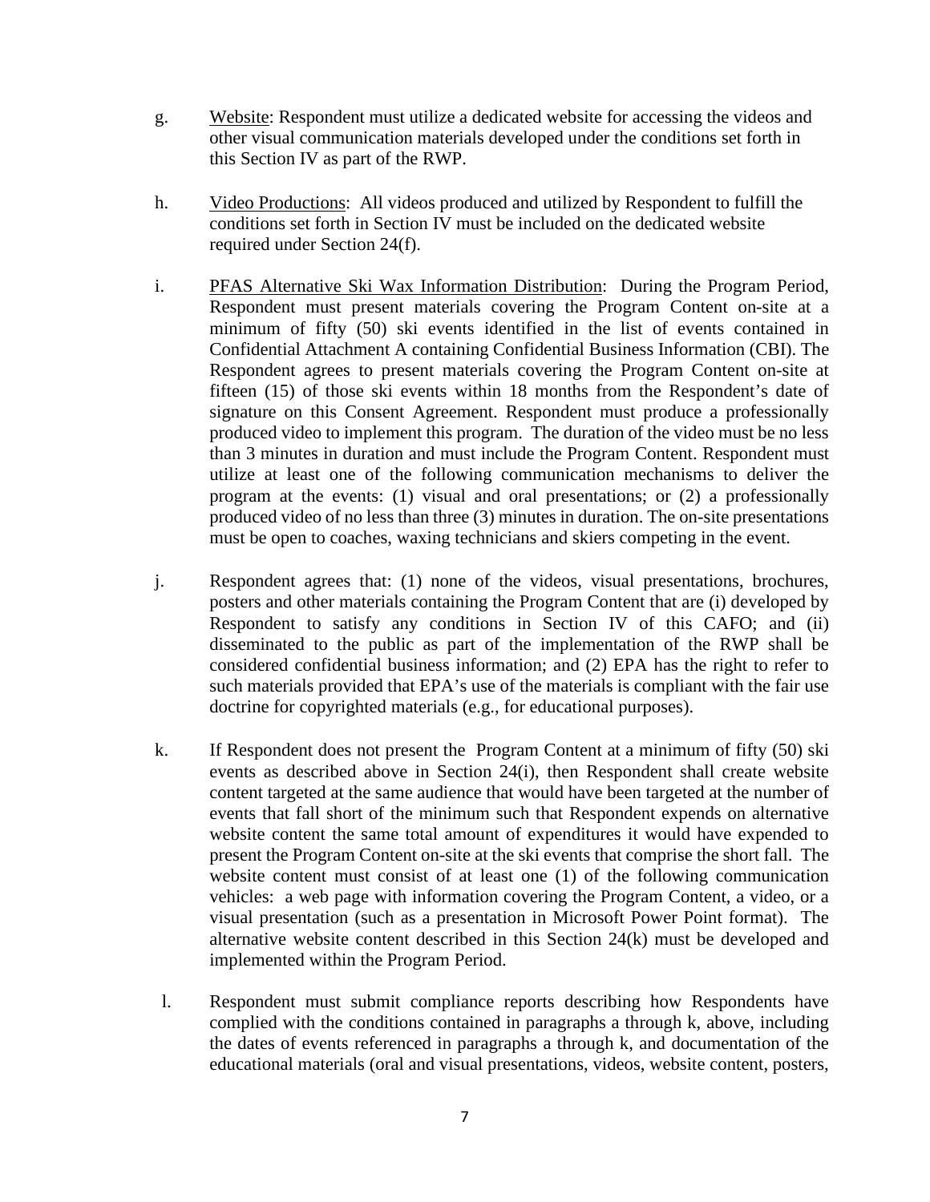g. Website: Respondent must utilize a dedicated website for accessing the videos and other visual communication materials developed under the conditions set forth in this Section IV as part of the RWP.

h. Video Productions: All videos produced and utilized by Respondent to fulfill the conditions set forth in Section IV must be included on the dedicated website required under Section 24(f).

i. PFAS Alternative Ski Wax Information Distribution: During the Program Period, Respondent must present materials covering the Program Content on-site at a minimum of fifty (50) ski events identified in the list of events contained in Confidential Attachment A containing Confidential Business Information (CBI). The Respondent agrees to present materials covering the Program Content on-site at fifteen (15) of those ski events within 18 months from the Respondent's date of signature on this Consent Agreement. Respondent must produce a professionally produced video to implement this program. The duration of the video must be no less than 3 minutes in duration and must include the Program Content. Respondent must utilize at least one of the following communication mechanisms to deliver the program at the events: (1) visual and oral presentations; or (2) a professionally produced video of no less than three (3) minutes in duration. The on-site presentations must be open to coaches, waxing technicians and skiers competing in the event.

j. Respondent agrees that: (1) none of the videos, visual presentations, brochures, posters and other materials containing the Program Content that are (i) developed by Respondent to satisfy any conditions in Section IV of this CAFO; and (ii) disseminated to the public as part of the implementation of the RWP shall be considered confidential business information; and (2) EPA has the right to refer to such materials provided that EPA's use of the materials is compliant with the fair use doctrine for copyrighted materials (e.g., for educational purposes).

k. If Respondent does not present the Program Content at a minimum of fifty (50) ski events as described above in Section 24(i), then Respondent shall create website content targeted at the same audience that would have been targeted at the number of events that fall short of the minimum such that Respondent expends on alternative website content the same total amount of expenditures it would have expended to present the Program Content on-site at the ski events that comprise the short fall. The website content must consist of at least one (1) of the following communication vehicles: a web page with information covering the Program Content, a video, or a visual presentation (such as a presentation in Microsoft Power Point format). The alternative website content described in this Section 24(k) must be developed and implemented within the Program Period.

l. Respondent must submit compliance reports describing how Respondents have complied with the conditions contained in paragraphs a through k, above, including the dates of events referenced in paragraphs a through k, and documentation of the educational materials (oral and visual presentations, videos, website content, posters,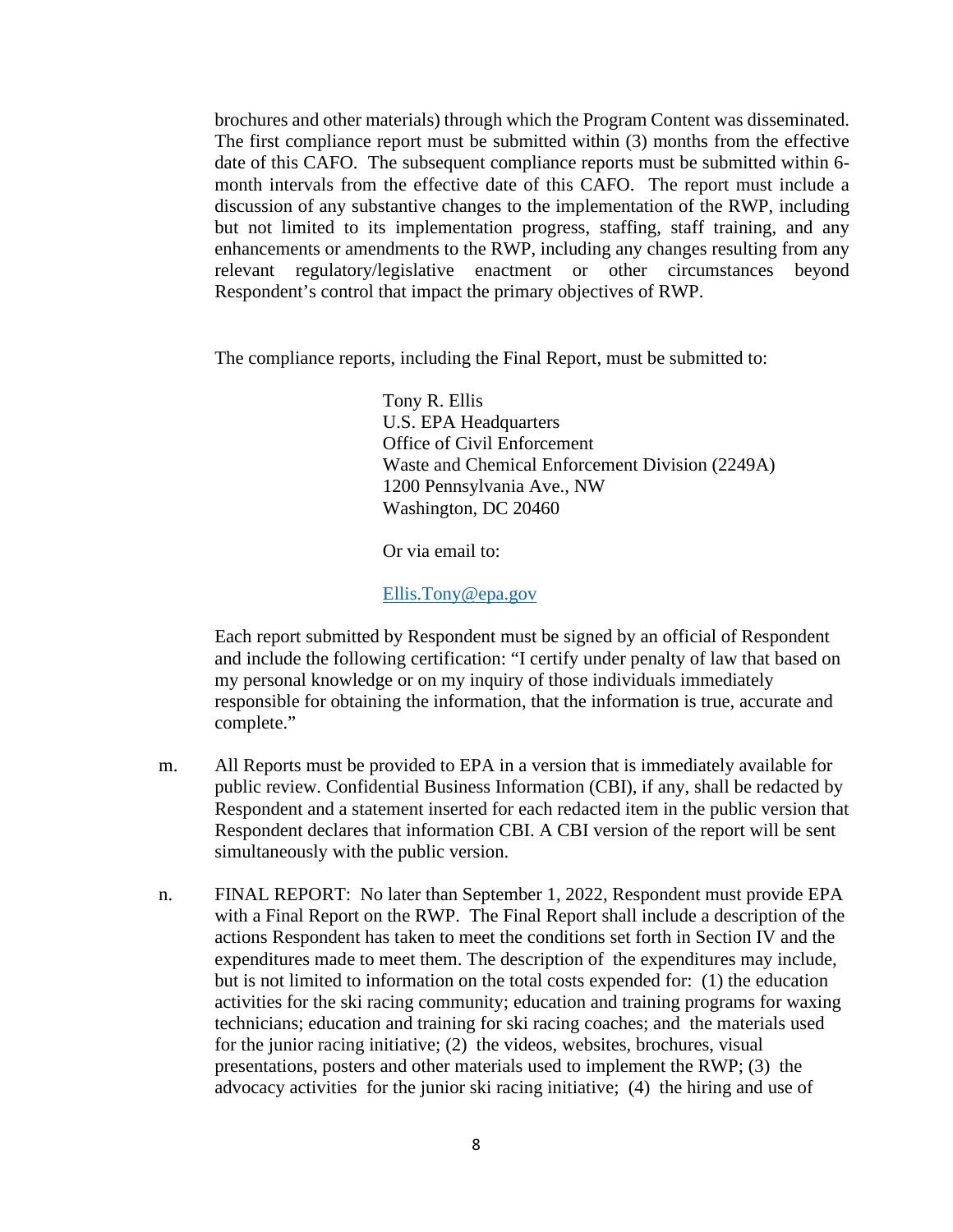brochures and other materials) through which the Program Content was disseminated. The first compliance report must be submitted within (3) months from the effective date of this CAFO. The subsequent compliance reports must be submitted within 6-month intervals from the effective date of this CAFO. The report must include a discussion of any substantive changes to the implementation of the RWP, including but not limited to its implementation progress, staffing, staff training, and any enhancements or amendments to the RWP, including any changes resulting from any relevant regulatory/legislative enactment or other circumstances beyond Respondent's control that impact the primary objectives of RWP.

The compliance reports, including the Final Report, must be submitted to:

> Tony R. Ellis
> U.S. EPA Headquarters
> Office of Civil Enforcement
> Waste and Chemical Enforcement Division (2249A)
> 1200 Pennsylvania Ave., NW
> Washington, DC 20460
>
> Or via email to:
>
> Ellis.Tony@epa.gov

Each report submitted by Respondent must be signed by an official of Respondent and include the following certification: "I certify under penalty of law that based on my personal knowledge or on my inquiry of those individuals immediately responsible for obtaining the information, that the information is true, accurate and complete."

m. All Reports must be provided to EPA in a version that is immediately available for public review. Confidential Business Information (CBI), if any, shall be redacted by Respondent and a statement inserted for each redacted item in the public version that Respondent declares that information CBI. A CBI version of the report will be sent simultaneously with the public version.

n. FINAL REPORT: No later than September 1, 2022, Respondent must provide EPA with a Final Report on the RWP. The Final Report shall include a description of the actions Respondent has taken to meet the conditions set forth in Section IV and the expenditures made to meet them. The description of the expenditures may include, but is not limited to information on the total costs expended for: (1) the education activities for the ski racing community; education and training programs for waxing technicians; education and training for ski racing coaches; and the materials used for the junior racing initiative; (2) the videos, websites, brochures, visual presentations, posters and other materials used to implement the RWP; (3) the advocacy activities for the junior ski racing initiative; (4) the hiring and use of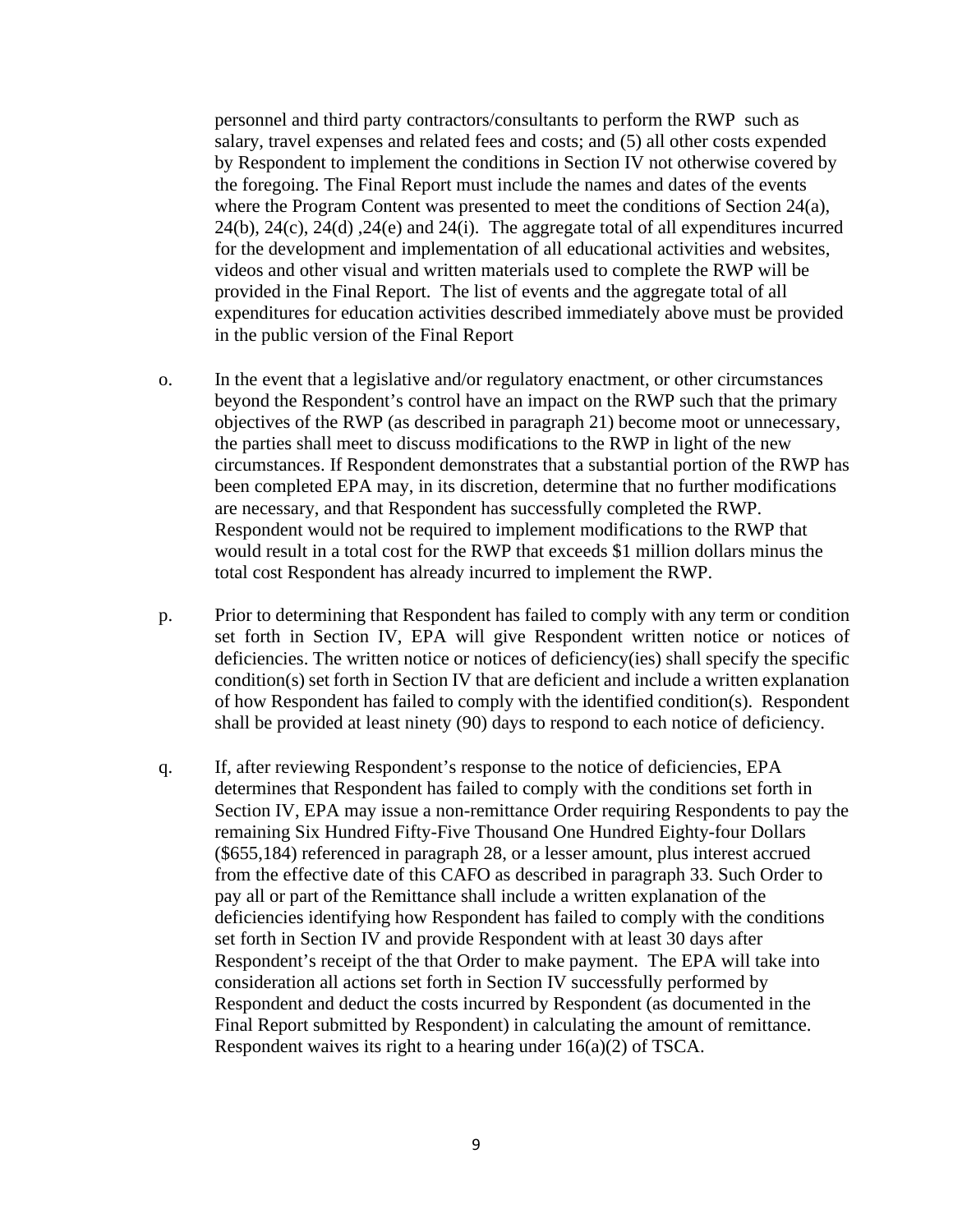personnel and third party contractors/consultants to perform the RWP such as salary, travel expenses and related fees and costs; and (5) all other costs expended by Respondent to implement the conditions in Section IV not otherwise covered by the foregoing. The Final Report must include the names and dates of the events where the Program Content was presented to meet the conditions of Section 24(a), 24(b), 24(c), 24(d) ,24(e) and 24(i). The aggregate total of all expenditures incurred for the development and implementation of all educational activities and websites, videos and other visual and written materials used to complete the RWP will be provided in the Final Report. The list of events and the aggregate total of all expenditures for education activities described immediately above must be provided in the public version of the Final Report

o. In the event that a legislative and/or regulatory enactment, or other circumstances beyond the Respondent's control have an impact on the RWP such that the primary objectives of the RWP (as described in paragraph 21) become moot or unnecessary, the parties shall meet to discuss modifications to the RWP in light of the new circumstances. If Respondent demonstrates that a substantial portion of the RWP has been completed EPA may, in its discretion, determine that no further modifications are necessary, and that Respondent has successfully completed the RWP. Respondent would not be required to implement modifications to the RWP that would result in a total cost for the RWP that exceeds $1 million dollars minus the total cost Respondent has already incurred to implement the RWP.

p. Prior to determining that Respondent has failed to comply with any term or condition set forth in Section IV, EPA will give Respondent written notice or notices of deficiencies. The written notice or notices of deficiency(ies) shall specify the specific condition(s) set forth in Section IV that are deficient and include a written explanation of how Respondent has failed to comply with the identified condition(s). Respondent shall be provided at least ninety (90) days to respond to each notice of deficiency.

q. If, after reviewing Respondent's response to the notice of deficiencies, EPA determines that Respondent has failed to comply with the conditions set forth in Section IV, EPA may issue a non-remittance Order requiring Respondents to pay the remaining Six Hundred Fifty-Five Thousand One Hundred Eighty-four Dollars ($655,184) referenced in paragraph 28, or a lesser amount, plus interest accrued from the effective date of this CAFO as described in paragraph 33. Such Order to pay all or part of the Remittance shall include a written explanation of the deficiencies identifying how Respondent has failed to comply with the conditions set forth in Section IV and provide Respondent with at least 30 days after Respondent's receipt of the that Order to make payment. The EPA will take into consideration all actions set forth in Section IV successfully performed by Respondent and deduct the costs incurred by Respondent (as documented in the Final Report submitted by Respondent) in calculating the amount of remittance. Respondent waives its right to a hearing under 16(a)(2) of TSCA.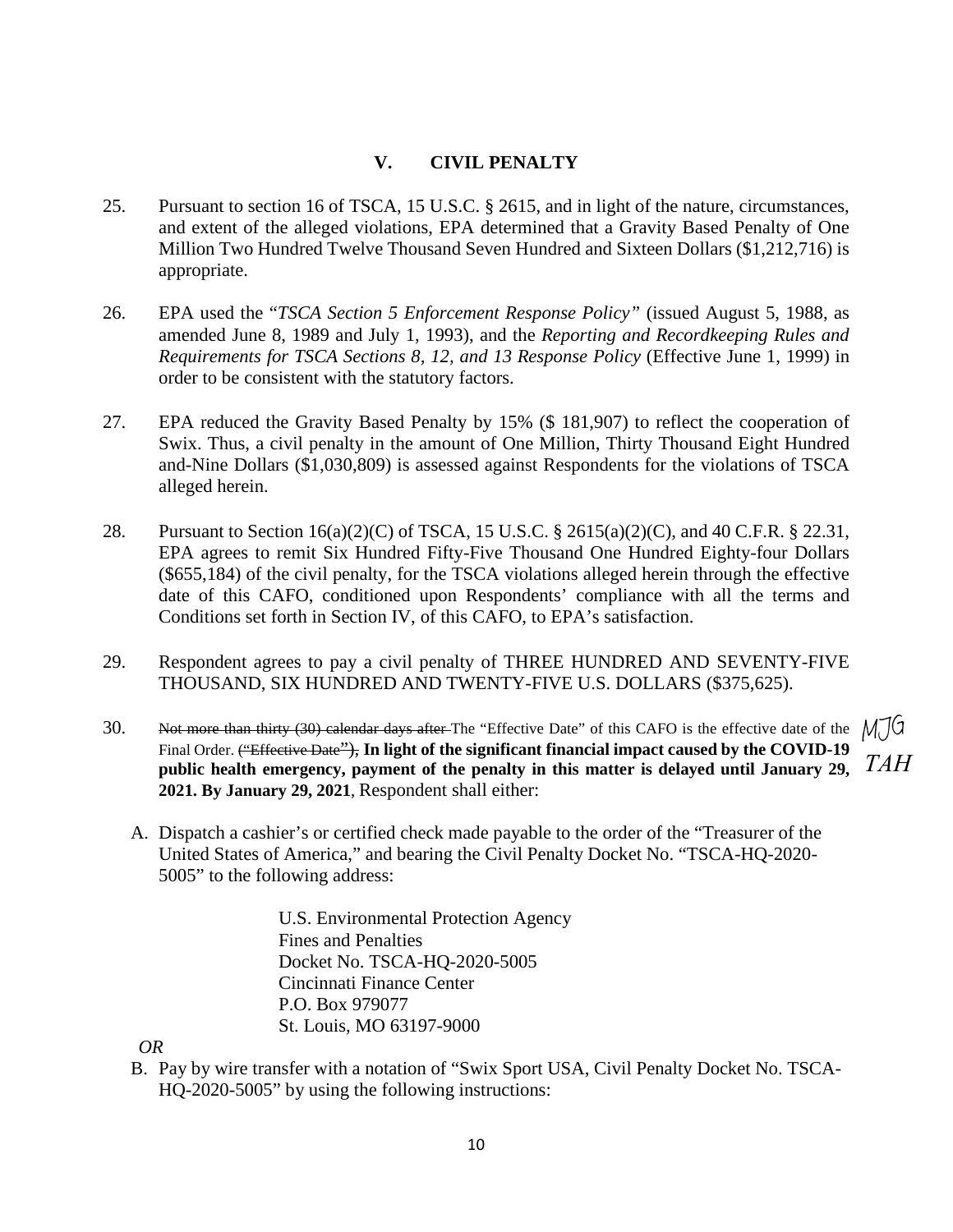## V. CIVIL PENALTY

25. Pursuant to section 16 of TSCA, 15 U.S.C. § 2615, and in light of the nature, circumstances, and extent of the alleged violations, EPA determined that a Gravity Based Penalty of One Million Two Hundred Twelve Thousand Seven Hundred and Sixteen Dollars ($1,212,716) is appropriate.

26. EPA used the "*TSCA Section 5 Enforcement Response Policy"* (issued August 5, 1988, as amended June 8, 1989 and July 1, 1993), and the *Reporting and Recordkeeping Rules and Requirements for TSCA Sections 8, 12, and 13 Response Policy* (Effective June 1, 1999) in order to be consistent with the statutory factors.

27. EPA reduced the Gravity Based Penalty by 15% ($ 181,907) to reflect the cooperation of Swix. Thus, a civil penalty in the amount of One Million, Thirty Thousand Eight Hundred and-Nine Dollars ($1,030,809) is assessed against Respondents for the violations of TSCA alleged herein.

28. Pursuant to Section 16(a)(2)(C) of TSCA, 15 U.S.C. § 2615(a)(2)(C), and 40 C.F.R. § 22.31, EPA agrees to remit Six Hundred Fifty-Five Thousand One Hundred Eighty-four Dollars ($655,184) of the civil penalty, for the TSCA violations alleged herein through the effective date of this CAFO, conditioned upon Respondents' compliance with all the terms and Conditions set forth in Section IV, of this CAFO, to EPA's satisfaction.

29. Respondent agrees to pay a civil penalty of THREE HUNDRED AND SEVENTY-FIVE THOUSAND, SIX HUNDRED AND TWENTY-FIVE U.S. DOLLARS ($375,625).

30. ~~Not more than thirty (30) calendar days after~~ The "Effective Date" of this CAFO is the effective date of the Final Order. ~~("Effective Date"),~~ **In light of the significant financial impact caused by the COVID-19 public health emergency, payment of the penalty in this matter is delayed until January 29, 2021. By January 29, 2021**, Respondent shall either:

    MJG TAH

    A. Dispatch a cashier's or certified check made payable to the order of the "Treasurer of the United States of America," and bearing the Civil Penalty Docket No. "TSCA-HQ-2020-5005" to the following address:

        U.S. Environmental Protection Agency
        Fines and Penalties
        Docket No. TSCA-HQ-2020-5005
        Cincinnati Finance Center
        P.O. Box 979077
        St. Louis, MO 63197-9000

    *OR*

    B. Pay by wire transfer with a notation of "Swix Sport USA, Civil Penalty Docket No. TSCA-HQ-2020-5005" by using the following instructions: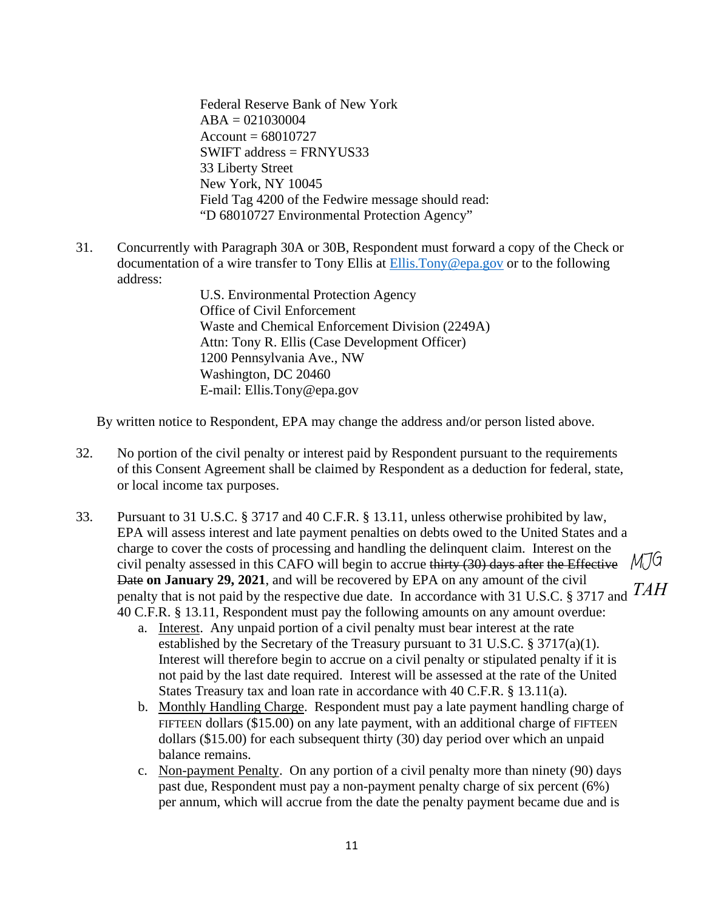Federal Reserve Bank of New York
ABA = 021030004
Account = 68010727
SWIFT address = FRNYUS33
33 Liberty Street
New York, NY 10045
Field Tag 4200 of the Fedwire message should read:
"D 68010727 Environmental Protection Agency"

31. Concurrently with Paragraph 30A or 30B, Respondent must forward a copy of the Check or documentation of a wire transfer to Tony Ellis at Ellis.Tony@epa.gov or to the following address:

    U.S. Environmental Protection Agency
    Office of Civil Enforcement
    Waste and Chemical Enforcement Division (2249A)
    Attn: Tony R. Ellis (Case Development Officer)
    1200 Pennsylvania Ave., NW
    Washington, DC 20460
    E-mail: Ellis.Tony@epa.gov

By written notice to Respondent, EPA may change the address and/or person listed above.

32. No portion of the civil penalty or interest paid by Respondent pursuant to the requirements of this Consent Agreement shall be claimed by Respondent as a deduction for federal, state, or local income tax purposes.

33. Pursuant to 31 U.S.C. § 3717 and 40 C.F.R. § 13.11, unless otherwise prohibited by law, EPA will assess interest and late payment penalties on debts owed to the United States and a charge to cover the costs of processing and handling the delinquent claim. Interest on the civil penalty assessed in this CAFO will begin to accrue ~~thirty (30) days after the Effective Date~~ **on January 29, 2021**, and will be recovered by EPA on any amount of the civil penalty that is not paid by the respective due date. In accordance with 31 U.S.C. § 3717 and 40 C.F.R. § 13.11, Respondent must pay the following amounts on any amount overdue: *MJG TAH*

    a. Interest. Any unpaid portion of a civil penalty must bear interest at the rate established by the Secretary of the Treasury pursuant to 31 U.S.C. § 3717(a)(1). Interest will therefore begin to accrue on a civil penalty or stipulated penalty if it is not paid by the last date required. Interest will be assessed at the rate of the United States Treasury tax and loan rate in accordance with 40 C.F.R. § 13.11(a).

    b. Monthly Handling Charge. Respondent must pay a late payment handling charge of FIFTEEN dollars ($15.00) on any late payment, with an additional charge of FIFTEEN dollars ($15.00) for each subsequent thirty (30) day period over which an unpaid balance remains.

    c. Non-payment Penalty. On any portion of a civil penalty more than ninety (90) days past due, Respondent must pay a non-payment penalty charge of six percent (6%) per annum, which will accrue from the date the penalty payment became due and is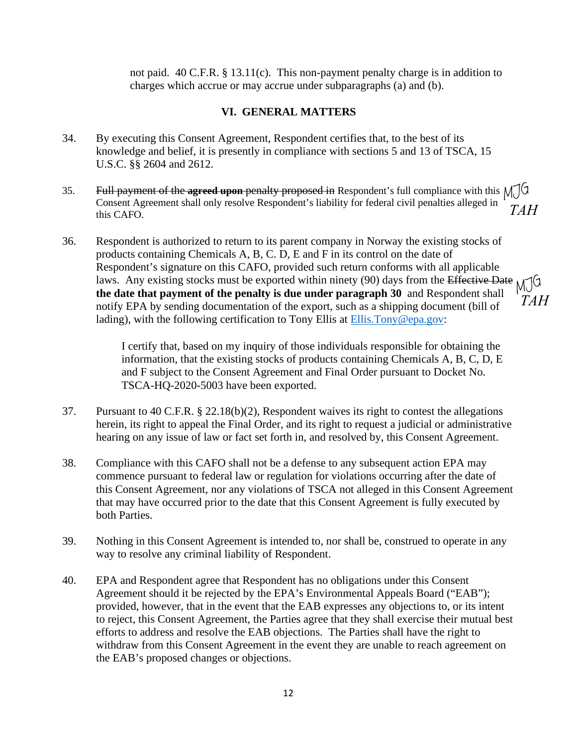not paid. 40 C.F.R. § 13.11(c). This non-payment penalty charge is in addition to charges which accrue or may accrue under subparagraphs (a) and (b).

## VI. GENERAL MATTERS

34. By executing this Consent Agreement, Respondent certifies that, to the best of its knowledge and belief, it is presently in compliance with sections 5 and 13 of TSCA, 15 U.S.C. §§ 2604 and 2612.

35. ~~Full payment of the **agreed upon** penalty proposed in~~ Respondent's full compliance with this Consent Agreement shall only resolve Respondent's liability for federal civil penalties alleged in this CAFO. MJG TAH

36. Respondent is authorized to return to its parent company in Norway the existing stocks of products containing Chemicals A, B, C. D, E and F in its control on the date of Respondent's signature on this CAFO, provided such return conforms with all applicable laws. Any existing stocks must be exported within ninety (90) days from the ~~Effective Date~~ **the date that payment of the penalty is due under paragraph 30** and Respondent shall notify EPA by sending documentation of the export, such as a shipping document (bill of lading), with the following certification to Tony Ellis at Ellis.Tony@epa.gov: MJG TAH

    I certify that, based on my inquiry of those individuals responsible for obtaining the information, that the existing stocks of products containing Chemicals A, B, C, D, E and F subject to the Consent Agreement and Final Order pursuant to Docket No. TSCA-HQ-2020-5003 have been exported.

37. Pursuant to 40 C.F.R. § 22.18(b)(2), Respondent waives its right to contest the allegations herein, its right to appeal the Final Order, and its right to request a judicial or administrative hearing on any issue of law or fact set forth in, and resolved by, this Consent Agreement.

38. Compliance with this CAFO shall not be a defense to any subsequent action EPA may commence pursuant to federal law or regulation for violations occurring after the date of this Consent Agreement, nor any violations of TSCA not alleged in this Consent Agreement that may have occurred prior to the date that this Consent Agreement is fully executed by both Parties.

39. Nothing in this Consent Agreement is intended to, nor shall be, construed to operate in any way to resolve any criminal liability of Respondent.

40. EPA and Respondent agree that Respondent has no obligations under this Consent Agreement should it be rejected by the EPA's Environmental Appeals Board ("EAB"); provided, however, that in the event that the EAB expresses any objections to, or its intent to reject, this Consent Agreement, the Parties agree that they shall exercise their mutual best efforts to address and resolve the EAB objections. The Parties shall have the right to withdraw from this Consent Agreement in the event they are unable to reach agreement on the EAB's proposed changes or objections.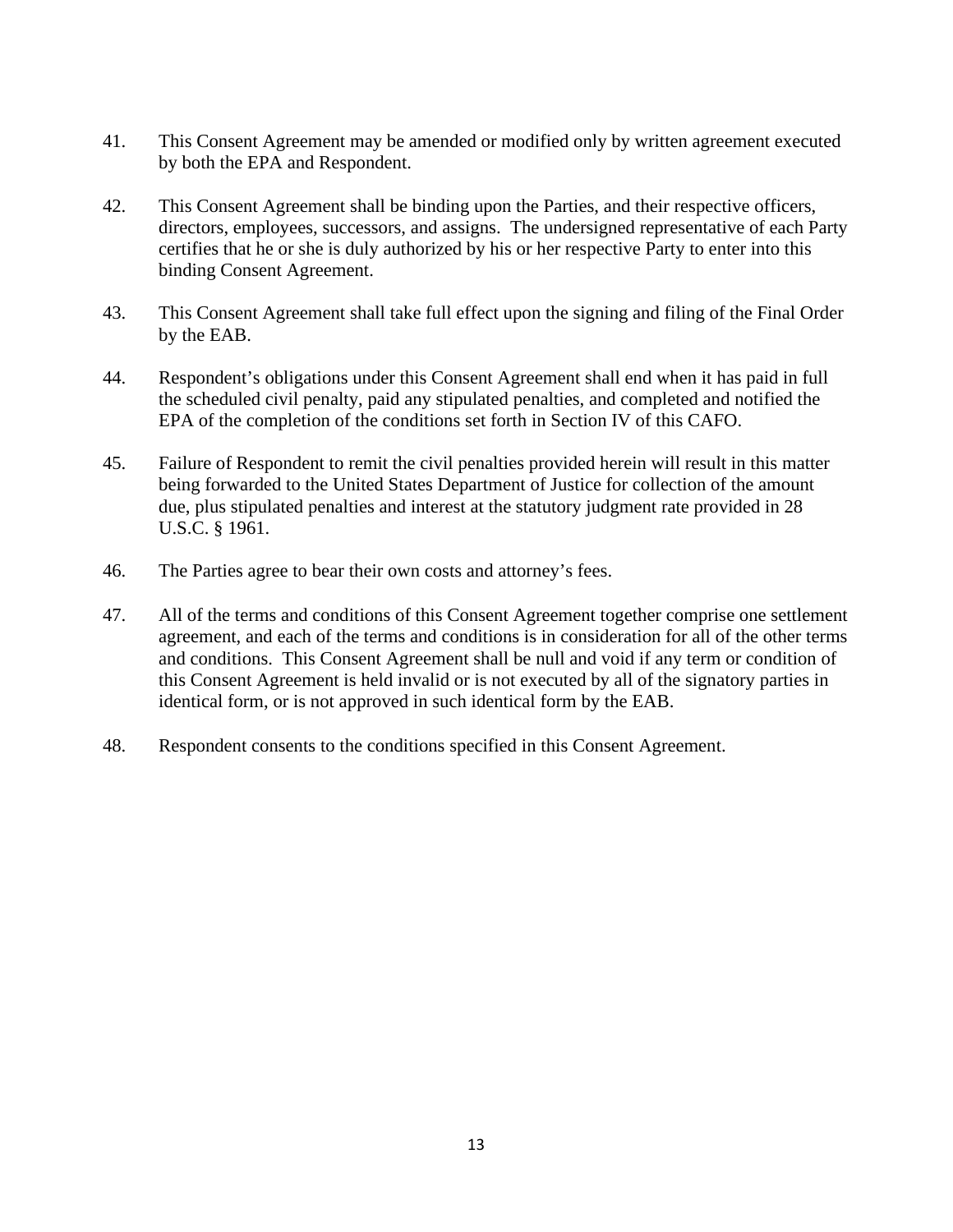41. This Consent Agreement may be amended or modified only by written agreement executed by both the EPA and Respondent.

42. This Consent Agreement shall be binding upon the Parties, and their respective officers, directors, employees, successors, and assigns. The undersigned representative of each Party certifies that he or she is duly authorized by his or her respective Party to enter into this binding Consent Agreement.

43. This Consent Agreement shall take full effect upon the signing and filing of the Final Order by the EAB.

44. Respondent's obligations under this Consent Agreement shall end when it has paid in full the scheduled civil penalty, paid any stipulated penalties, and completed and notified the EPA of the completion of the conditions set forth in Section IV of this CAFO.

45. Failure of Respondent to remit the civil penalties provided herein will result in this matter being forwarded to the United States Department of Justice for collection of the amount due, plus stipulated penalties and interest at the statutory judgment rate provided in 28 U.S.C. § 1961.

46. The Parties agree to bear their own costs and attorney's fees.

47. All of the terms and conditions of this Consent Agreement together comprise one settlement agreement, and each of the terms and conditions is in consideration for all of the other terms and conditions. This Consent Agreement shall be null and void if any term or condition of this Consent Agreement is held invalid or is not executed by all of the signatory parties in identical form, or is not approved in such identical form by the EAB.

48. Respondent consents to the conditions specified in this Consent Agreement.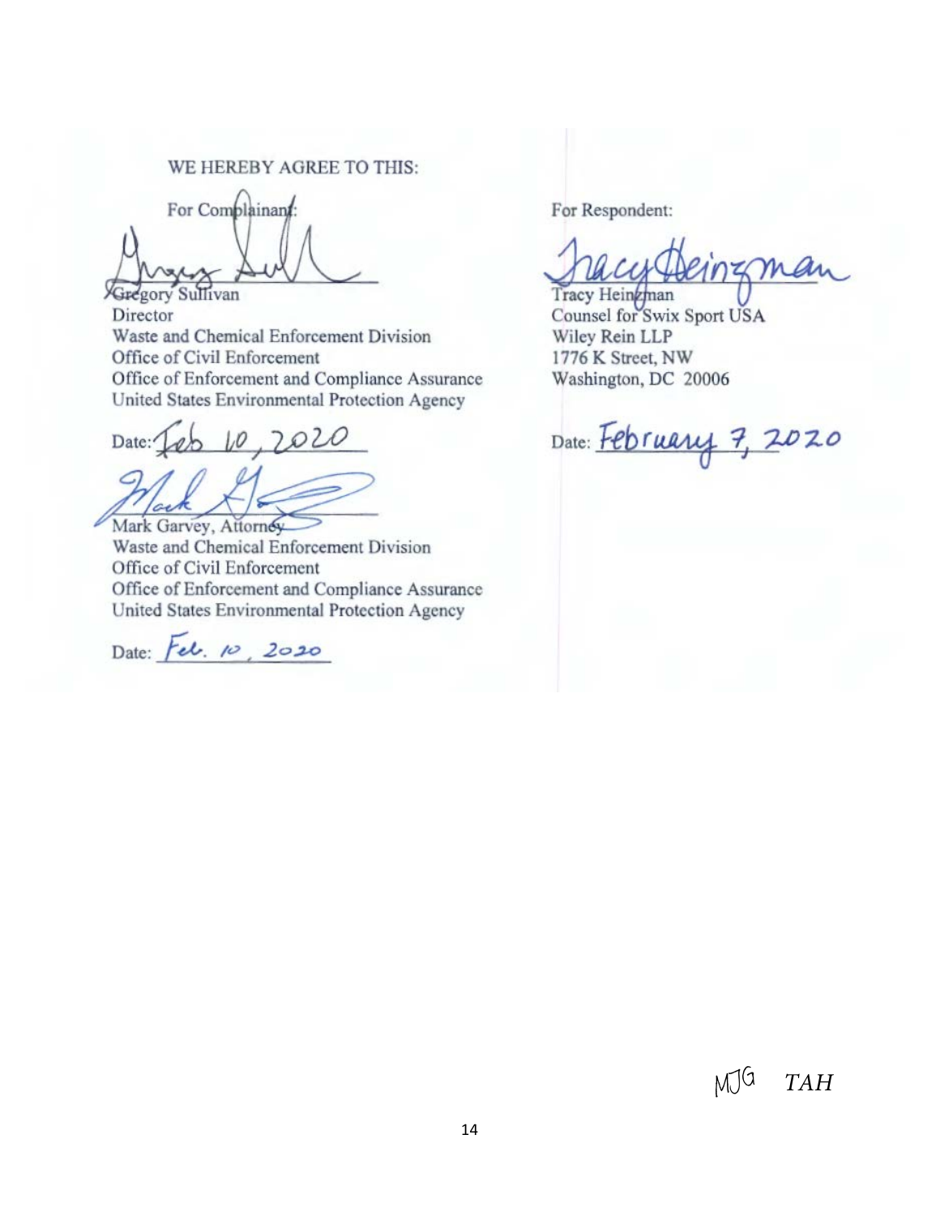WE HEREBY AGREE TO THIS:

For Complainant:

Gregory Sullivan
Director
Waste and Chemical Enforcement Division
Office of Civil Enforcement
Office of Enforcement and Compliance Assurance
United States Environmental Protection Agency

Date: Feb 10, 2020

Mark Garvey, Attorney
Waste and Chemical Enforcement Division
Office of Civil Enforcement
Office of Enforcement and Compliance Assurance
United States Environmental Protection Agency

Date: Feb. 10, 2020

For Respondent:

Tracy Heinzman
Counsel for Swix Sport USA
Wiley Rein LLP
1776 K Street, NW
Washington, DC 20006

Date: February 7, 2020

MJG TAH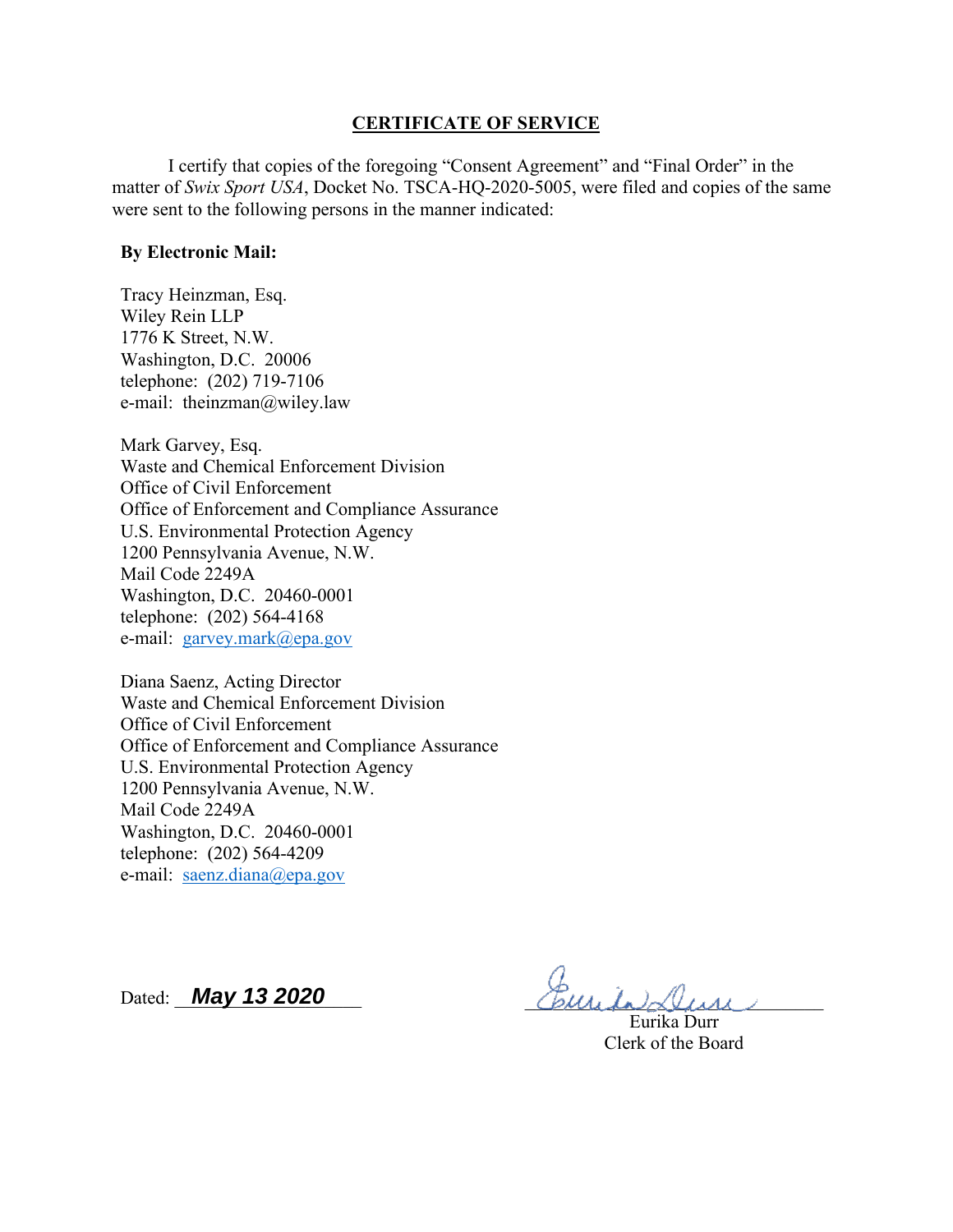## CERTIFICATE OF SERVICE

I certify that copies of the foregoing "Consent Agreement" and "Final Order" in the matter of *Swix Sport USA*, Docket No. TSCA-HQ-2020-5005, were filed and copies of the same were sent to the following persons in the manner indicated:

**By Electronic Mail:**

Tracy Heinzman, Esq.  
Wiley Rein LLP  
1776 K Street, N.W.  
Washington, D.C. 20006  
telephone: (202) 719-7106  
e-mail: theinzman@wiley.law

Mark Garvey, Esq.  
Waste and Chemical Enforcement Division  
Office of Civil Enforcement  
Office of Enforcement and Compliance Assurance  
U.S. Environmental Protection Agency  
1200 Pennsylvania Avenue, N.W.  
Mail Code 2249A  
Washington, D.C. 20460-0001  
telephone: (202) 564-4168  
e-mail: garvey.mark@epa.gov

Diana Saenz, Acting Director  
Waste and Chemical Enforcement Division  
Office of Civil Enforcement  
Office of Enforcement and Compliance Assurance  
U.S. Environmental Protection Agency  
1200 Pennsylvania Avenue, N.W.  
Mail Code 2249A  
Washington, D.C. 20460-0001  
telephone: (202) 564-4209  
e-mail: saenz.diana@epa.gov

Dated: ***May 13 2020***

Eurika Durr  
Clerk of the Board